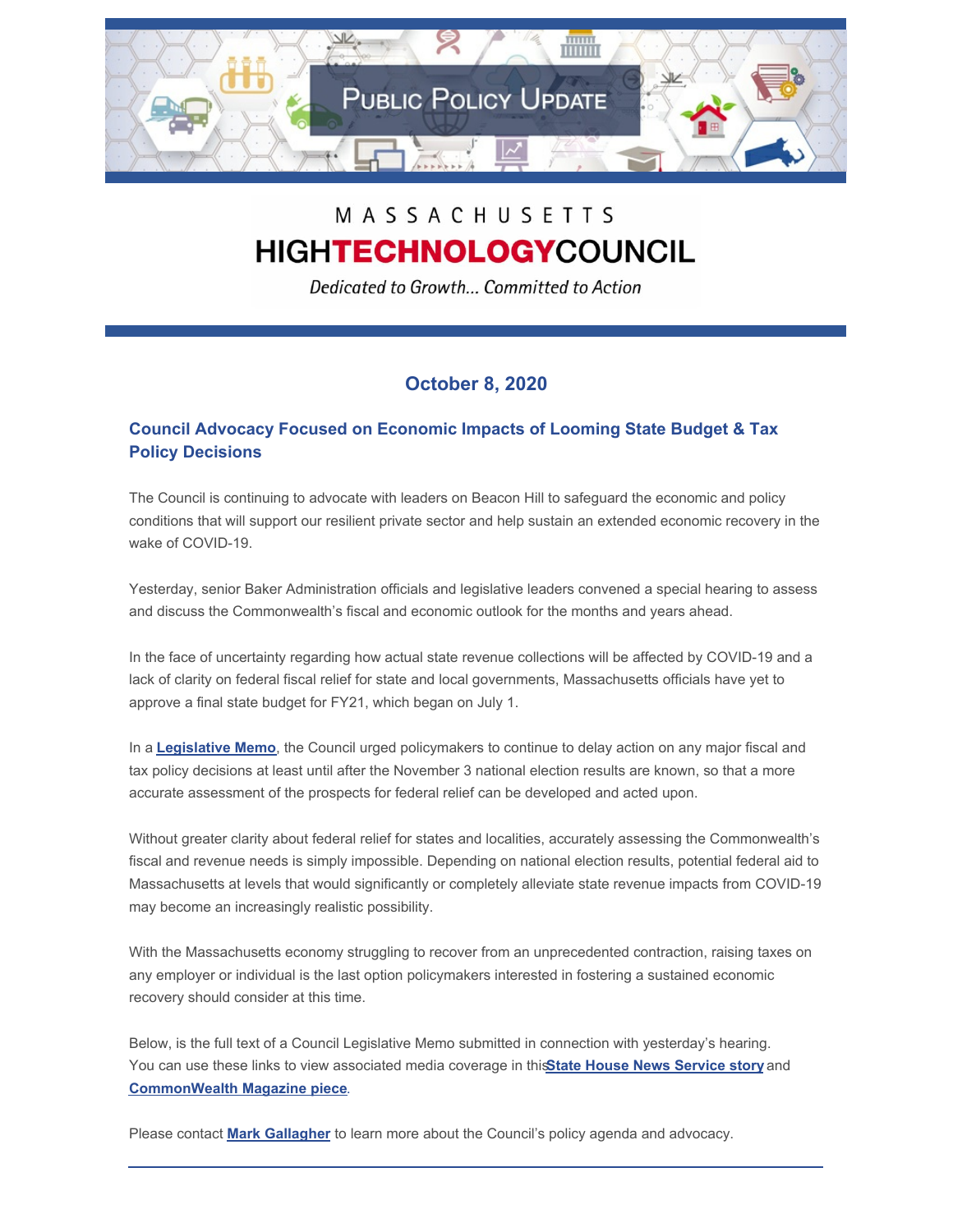# Public Policy Update

MASSACHUSETTS
HIGHTECHNOLOGYCOUNCIL

*Dedicated to Growth... Committed to Action*

## October 8, 2020

### Council Advocacy Focused on Economic Impacts of Looming State Budget & Tax Policy Decisions

The Council is continuing to advocate with leaders on Beacon Hill to safeguard the economic and policy conditions that will support our resilient private sector and help sustain an extended economic recovery in the wake of COVID-19.

Yesterday, senior Baker Administration officials and legislative leaders convened a special hearing to assess and discuss the Commonwealth's fiscal and economic outlook for the months and years ahead.

In the face of uncertainty regarding how actual state revenue collections will be affected by COVID-19 and a lack of clarity on federal fiscal relief for state and local governments, Massachusetts officials have yet to approve a final state budget for FY21, which began on July 1.

In a **Legislative Memo**, the Council urged policymakers to continue to delay action on any major fiscal and tax policy decisions at least until after the November 3 national election results are known, so that a more accurate assessment of the prospects for federal relief can be developed and acted upon.

Without greater clarity about federal relief for states and localities, accurately assessing the Commonwealth's fiscal and revenue needs is simply impossible. Depending on national election results, potential federal aid to Massachusetts at levels that would significantly or completely alleviate state revenue impacts from COVID-19 may become an increasingly realistic possibility.

With the Massachusetts economy struggling to recover from an unprecedented contraction, raising taxes on any employer or individual is the last option policymakers interested in fostering a sustained economic recovery should consider at this time.

Below, is the full text of a Council Legislative Memo submitted in connection with yesterday's hearing. You can use these links to view associated media coverage in this **State House News Service story** and **CommonWealth Magazine piece**.

Please contact **Mark Gallagher** to learn more about the Council's policy agenda and advocacy.

---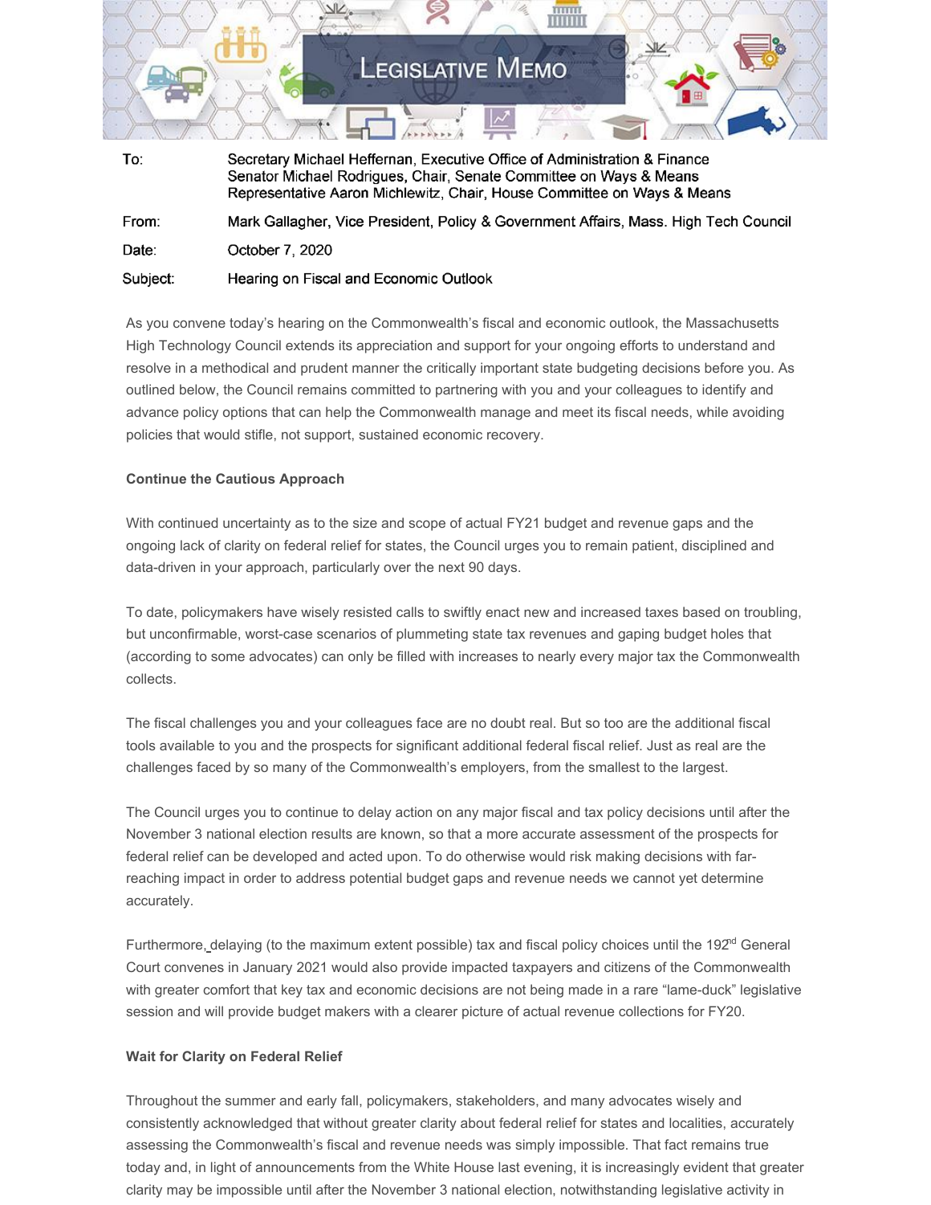# Legislative Memo

| | |
|---|---|
| To: | Secretary Michael Heffernan, Executive Office of Administration & Finance<br>Senator Michael Rodrigues, Chair, Senate Committee on Ways & Means<br>Representative Aaron Michlewitz, Chair, House Committee on Ways & Means |
| From: | Mark Gallagher, Vice President, Policy & Government Affairs, Mass. High Tech Council |
| Date: | October 7, 2020 |
| Subject: | Hearing on Fiscal and Economic Outlook |

As you convene today's hearing on the Commonwealth's fiscal and economic outlook, the Massachusetts High Technology Council extends its appreciation and support for your ongoing efforts to understand and resolve in a methodical and prudent manner the critically important state budgeting decisions before you. As outlined below, the Council remains committed to partnering with you and your colleagues to identify and advance policy options that can help the Commonwealth manage and meet its fiscal needs, while avoiding policies that would stifle, not support, sustained economic recovery.

**Continue the Cautious Approach**

With continued uncertainty as to the size and scope of actual FY21 budget and revenue gaps and the ongoing lack of clarity on federal relief for states, the Council urges you to remain patient, disciplined and data-driven in your approach, particularly over the next 90 days.

To date, policymakers have wisely resisted calls to swiftly enact new and increased taxes based on troubling, but unconfirmable, worst-case scenarios of plummeting state tax revenues and gaping budget holes that (according to some advocates) can only be filled with increases to nearly every major tax the Commonwealth collects.

The fiscal challenges you and your colleagues face are no doubt real. But so too are the additional fiscal tools available to you and the prospects for significant additional federal fiscal relief. Just as real are the challenges faced by so many of the Commonwealth's employers, from the smallest to the largest.

The Council urges you to continue to delay action on any major fiscal and tax policy decisions until after the November 3 national election results are known, so that a more accurate assessment of the prospects for federal relief can be developed and acted upon. To do otherwise would risk making decisions with far-reaching impact in order to address potential budget gaps and revenue needs we cannot yet determine accurately.

Furthermore, delaying (to the maximum extent possible) tax and fiscal policy choices until the 192nd General Court convenes in January 2021 would also provide impacted taxpayers and citizens of the Commonwealth with greater comfort that key tax and economic decisions are not being made in a rare "lame-duck" legislative session and will provide budget makers with a clearer picture of actual revenue collections for FY20.

**Wait for Clarity on Federal Relief**

Throughout the summer and early fall, policymakers, stakeholders, and many advocates wisely and consistently acknowledged that without greater clarity about federal relief for states and localities, accurately assessing the Commonwealth's fiscal and revenue needs was simply impossible. That fact remains true today and, in light of announcements from the White House last evening, it is increasingly evident that greater clarity may be impossible until after the November 3 national election, notwithstanding legislative activity in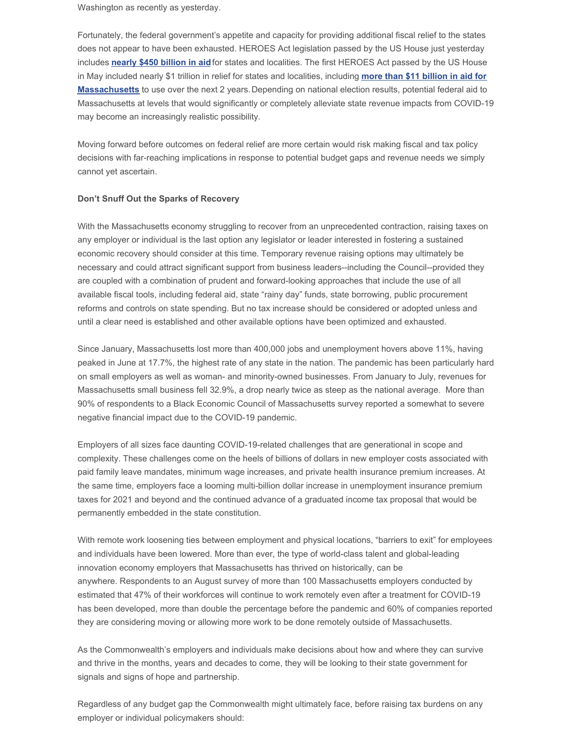Washington as recently as yesterday.

Fortunately, the federal government's appetite and capacity for providing additional fiscal relief to the states does not appear to have been exhausted. HEROES Act legislation passed by the US House just yesterday includes **nearly $450 billion in aid** for states and localities. The first HEROES Act passed by the US House in May included nearly $1 trillion in relief for states and localities, including **more than $11 billion in aid for Massachusetts** to use over the next 2 years. Depending on national election results, potential federal aid to Massachusetts at levels that would significantly or completely alleviate state revenue impacts from COVID-19 may become an increasingly realistic possibility.

Moving forward before outcomes on federal relief are more certain would risk making fiscal and tax policy decisions with far-reaching implications in response to potential budget gaps and revenue needs we simply cannot yet ascertain.

**Don't Snuff Out the Sparks of Recovery**

With the Massachusetts economy struggling to recover from an unprecedented contraction, raising taxes on any employer or individual is the last option any legislator or leader interested in fostering a sustained economic recovery should consider at this time. Temporary revenue raising options may ultimately be necessary and could attract significant support from business leaders--including the Council--provided they are coupled with a combination of prudent and forward-looking approaches that include the use of all available fiscal tools, including federal aid, state "rainy day" funds, state borrowing, public procurement reforms and controls on state spending. But no tax increase should be considered or adopted unless and until a clear need is established and other available options have been optimized and exhausted.

Since January, Massachusetts lost more than 400,000 jobs and unemployment hovers above 11%, having peaked in June at 17.7%, the highest rate of any state in the nation. The pandemic has been particularly hard on small employers as well as woman- and minority-owned businesses. From January to July, revenues for Massachusetts small business fell 32.9%, a drop nearly twice as steep as the national average. More than 90% of respondents to a Black Economic Council of Massachusetts survey reported a somewhat to severe negative financial impact due to the COVID-19 pandemic.

Employers of all sizes face daunting COVID-19-related challenges that are generational in scope and complexity. These challenges come on the heels of billions of dollars in new employer costs associated with paid family leave mandates, minimum wage increases, and private health insurance premium increases. At the same time, employers face a looming multi-billion dollar increase in unemployment insurance premium taxes for 2021 and beyond and the continued advance of a graduated income tax proposal that would be permanently embedded in the state constitution.

With remote work loosening ties between employment and physical locations, "barriers to exit" for employees and individuals have been lowered. More than ever, the type of world-class talent and global-leading innovation economy employers that Massachusetts has thrived on historically, can be anywhere. Respondents to an August survey of more than 100 Massachusetts employers conducted by estimated that 47% of their workforces will continue to work remotely even after a treatment for COVID-19 has been developed, more than double the percentage before the pandemic and 60% of companies reported they are considering moving or allowing more work to be done remotely outside of Massachusetts.

As the Commonwealth's employers and individuals make decisions about how and where they can survive and thrive in the months, years and decades to come, they will be looking to their state government for signals and signs of hope and partnership.

Regardless of any budget gap the Commonwealth might ultimately face, before raising tax burdens on any employer or individual policymakers should: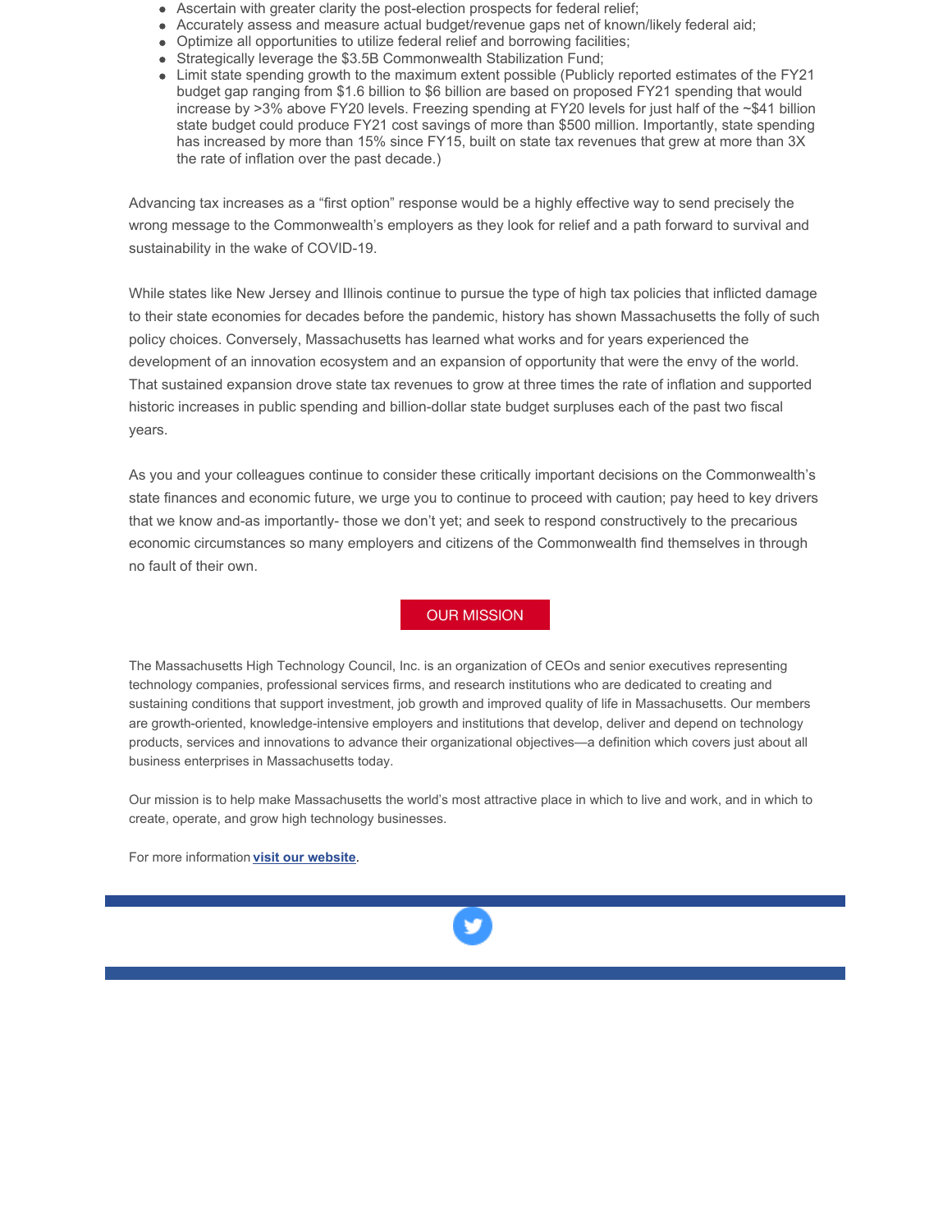- Ascertain with greater clarity the post-election prospects for federal relief;
- Accurately assess and measure actual budget/revenue gaps net of known/likely federal aid;
- Optimize all opportunities to utilize federal relief and borrowing facilities;
- Strategically leverage the $3.5B Commonwealth Stabilization Fund;
- Limit state spending growth to the maximum extent possible (Publicly reported estimates of the FY21 budget gap ranging from $1.6 billion to $6 billion are based on proposed FY21 spending that would increase by >3% above FY20 levels. Freezing spending at FY20 levels for just half of the ~$41 billion state budget could produce FY21 cost savings of more than $500 million. Importantly, state spending has increased by more than 15% since FY15, built on state tax revenues that grew at more than 3X the rate of inflation over the past decade.)

Advancing tax increases as a "first option" response would be a highly effective way to send precisely the wrong message to the Commonwealth's employers as they look for relief and a path forward to survival and sustainability in the wake of COVID-19.

While states like New Jersey and Illinois continue to pursue the type of high tax policies that inflicted damage to their state economies for decades before the pandemic, history has shown Massachusetts the folly of such policy choices. Conversely, Massachusetts has learned what works and for years experienced the development of an innovation ecosystem and an expansion of opportunity that were the envy of the world. That sustained expansion drove state tax revenues to grow at three times the rate of inflation and supported historic increases in public spending and billion-dollar state budget surpluses each of the past two fiscal years.

As you and your colleagues continue to consider these critically important decisions on the Commonwealth's state finances and economic future, we urge you to continue to proceed with caution; pay heed to key drivers that we know and-as importantly- those we don't yet; and seek to respond constructively to the precarious economic circumstances so many employers and citizens of the Commonwealth find themselves in through no fault of their own.

## OUR MISSION

The Massachusetts High Technology Council, Inc. is an organization of CEOs and senior executives representing technology companies, professional services firms, and research institutions who are dedicated to creating and sustaining conditions that support investment, job growth and improved quality of life in Massachusetts. Our members are growth-oriented, knowledge-intensive employers and institutions that develop, deliver and depend on technology products, services and innovations to advance their organizational objectives—a definition which covers just about all business enterprises in Massachusetts today.

Our mission is to help make Massachusetts the world's most attractive place in which to live and work, and in which to create, operate, and grow high technology businesses.

For more information **visit our website**.